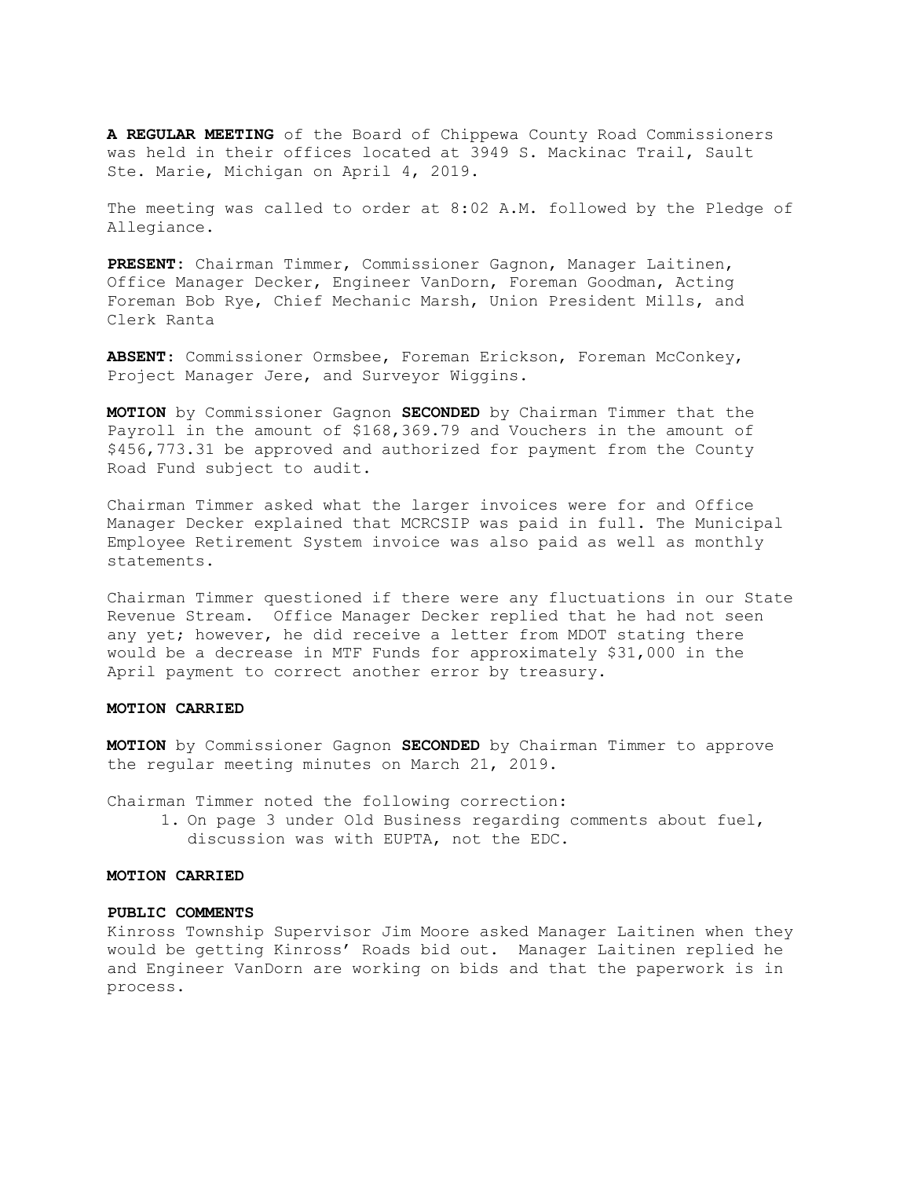**A REGULAR MEETING** of the Board of Chippewa County Road Commissioners was held in their offices located at 3949 S. Mackinac Trail, Sault Ste. Marie, Michigan on April 4, 2019.

The meeting was called to order at 8:02 A.M. followed by the Pledge of Allegiance.

**PRESENT**: Chairman Timmer, Commissioner Gagnon, Manager Laitinen, Office Manager Decker, Engineer VanDorn, Foreman Goodman, Acting Foreman Bob Rye, Chief Mechanic Marsh, Union President Mills, and Clerk Ranta

**ABSENT**: Commissioner Ormsbee, Foreman Erickson, Foreman McConkey, Project Manager Jere, and Surveyor Wiggins.

**MOTION** by Commissioner Gagnon **SECONDED** by Chairman Timmer that the Payroll in the amount of $168,369.79 and Vouchers in the amount of $456,773.31 be approved and authorized for payment from the County Road Fund subject to audit.

Chairman Timmer asked what the larger invoices were for and Office Manager Decker explained that MCRCSIP was paid in full. The Municipal Employee Retirement System invoice was also paid as well as monthly statements.

Chairman Timmer questioned if there were any fluctuations in our State Revenue Stream. Office Manager Decker replied that he had not seen any yet; however, he did receive a letter from MDOT stating there would be a decrease in MTF Funds for approximately $31,000 in the April payment to correct another error by treasury.

**MOTION CARRIED**

**MOTION** by Commissioner Gagnon **SECONDED** by Chairman Timmer to approve the regular meeting minutes on March 21, 2019.

Chairman Timmer noted the following correction:

1. On page 3 under Old Business regarding comments about fuel, discussion was with EUPTA, not the EDC.

**MOTION CARRIED**

**PUBLIC COMMENTS**

Kinross Township Supervisor Jim Moore asked Manager Laitinen when they would be getting Kinross' Roads bid out. Manager Laitinen replied he and Engineer VanDorn are working on bids and that the paperwork is in process.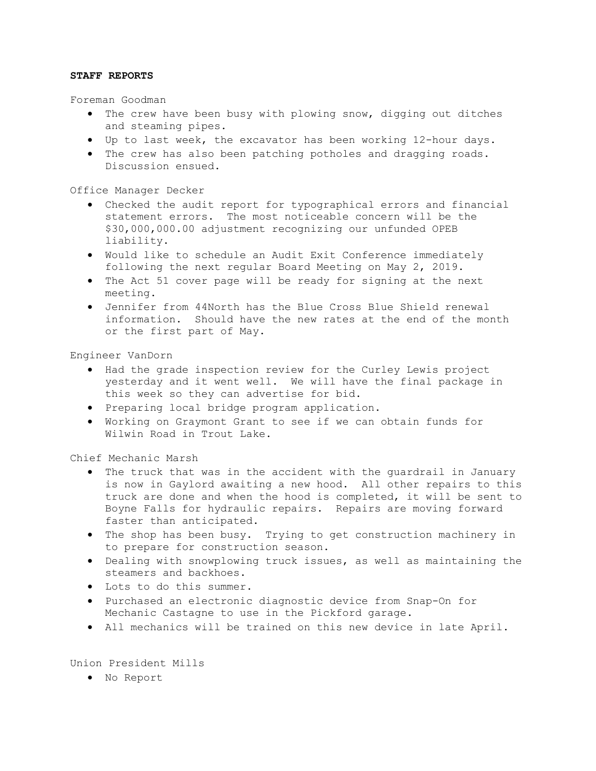**STAFF REPORTS**

Foreman Goodman

- The crew have been busy with plowing snow, digging out ditches and steaming pipes.
- Up to last week, the excavator has been working 12-hour days.
- The crew has also been patching potholes and dragging roads. Discussion ensued.

Office Manager Decker

- Checked the audit report for typographical errors and financial statement errors. The most noticeable concern will be the $30,000,000.00 adjustment recognizing our unfunded OPEB liability.
- Would like to schedule an Audit Exit Conference immediately following the next regular Board Meeting on May 2, 2019.
- The Act 51 cover page will be ready for signing at the next meeting.
- Jennifer from 44North has the Blue Cross Blue Shield renewal information. Should have the new rates at the end of the month or the first part of May.

Engineer VanDorn

- Had the grade inspection review for the Curley Lewis project yesterday and it went well. We will have the final package in this week so they can advertise for bid.
- Preparing local bridge program application.
- Working on Graymont Grant to see if we can obtain funds for Wilwin Road in Trout Lake.

Chief Mechanic Marsh

- The truck that was in the accident with the guardrail in January is now in Gaylord awaiting a new hood. All other repairs to this truck are done and when the hood is completed, it will be sent to Boyne Falls for hydraulic repairs. Repairs are moving forward faster than anticipated.
- The shop has been busy. Trying to get construction machinery in to prepare for construction season.
- Dealing with snowplowing truck issues, as well as maintaining the steamers and backhoes.
- Lots to do this summer.
- Purchased an electronic diagnostic device from Snap-On for Mechanic Castagne to use in the Pickford garage.
- All mechanics will be trained on this new device in late April.

Union President Mills

- No Report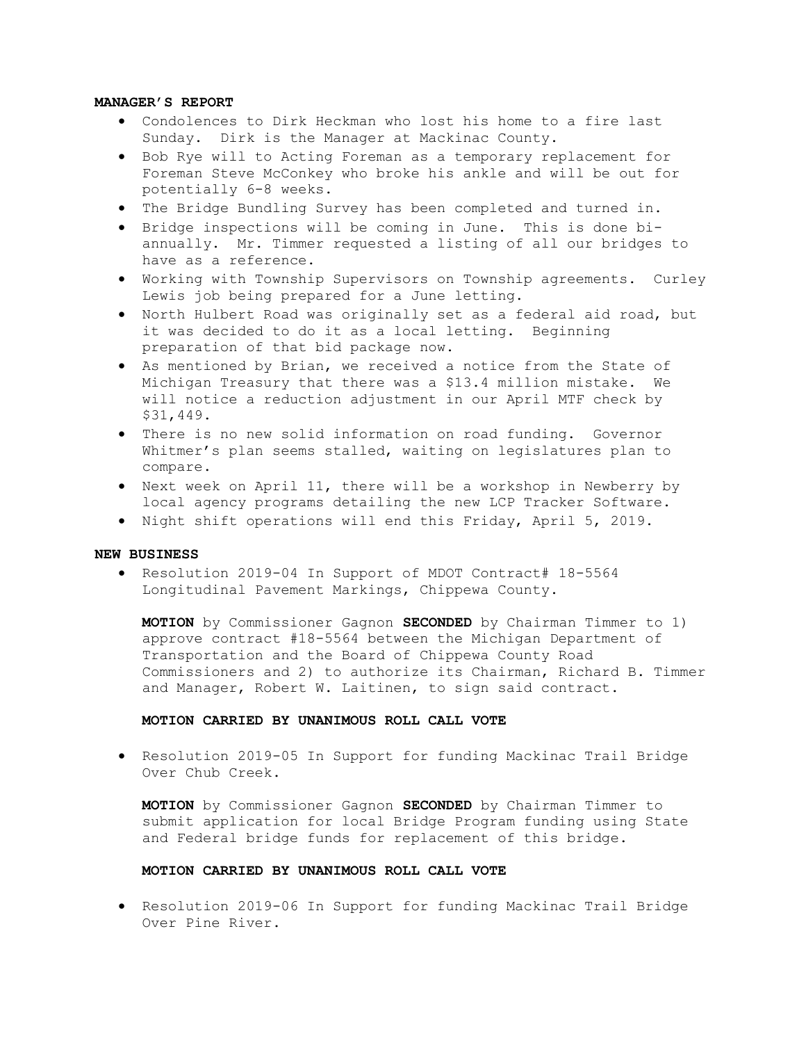**MANAGER'S REPORT**

- Condolences to Dirk Heckman who lost his home to a fire last Sunday. Dirk is the Manager at Mackinac County.
- Bob Rye will to Acting Foreman as a temporary replacement for Foreman Steve McConkey who broke his ankle and will be out for potentially 6-8 weeks.
- The Bridge Bundling Survey has been completed and turned in.
- Bridge inspections will be coming in June. This is done bi-annually. Mr. Timmer requested a listing of all our bridges to have as a reference.
- Working with Township Supervisors on Township agreements. Curley Lewis job being prepared for a June letting.
- North Hulbert Road was originally set as a federal aid road, but it was decided to do it as a local letting. Beginning preparation of that bid package now.
- As mentioned by Brian, we received a notice from the State of Michigan Treasury that there was a $13.4 million mistake. We will notice a reduction adjustment in our April MTF check by $31,449.
- There is no new solid information on road funding. Governor Whitmer's plan seems stalled, waiting on legislatures plan to compare.
- Next week on April 11, there will be a workshop in Newberry by local agency programs detailing the new LCP Tracker Software.
- Night shift operations will end this Friday, April 5, 2019.

**NEW BUSINESS**

- Resolution 2019-04 In Support of MDOT Contract# 18-5564 Longitudinal Pavement Markings, Chippewa County.

  **MOTION** by Commissioner Gagnon **SECONDED** by Chairman Timmer to 1) approve contract #18-5564 between the Michigan Department of Transportation and the Board of Chippewa County Road Commissioners and 2) to authorize its Chairman, Richard B. Timmer and Manager, Robert W. Laitinen, to sign said contract.

  **MOTION CARRIED BY UNANIMOUS ROLL CALL VOTE**

- Resolution 2019-05 In Support for funding Mackinac Trail Bridge Over Chub Creek.

  **MOTION** by Commissioner Gagnon **SECONDED** by Chairman Timmer to submit application for local Bridge Program funding using State and Federal bridge funds for replacement of this bridge.

  **MOTION CARRIED BY UNANIMOUS ROLL CALL VOTE**

- Resolution 2019-06 In Support for funding Mackinac Trail Bridge Over Pine River.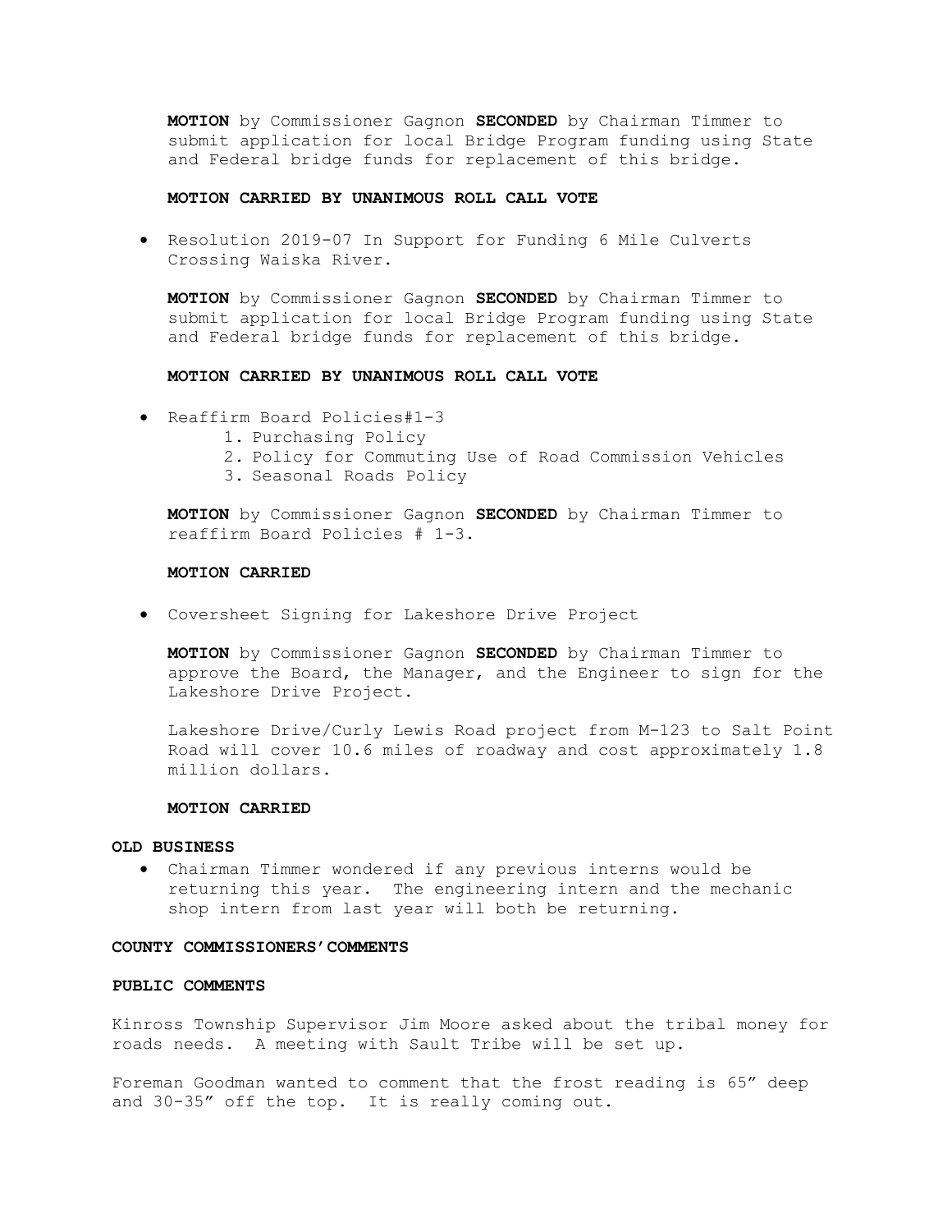**MOTION** by Commissioner Gagnon **SECONDED** by Chairman Timmer to submit application for local Bridge Program funding using State and Federal bridge funds for replacement of this bridge.

**MOTION CARRIED BY UNANIMOUS ROLL CALL VOTE**

- Resolution 2019-07 In Support for Funding 6 Mile Culverts Crossing Waiska River.

**MOTION** by Commissioner Gagnon **SECONDED** by Chairman Timmer to submit application for local Bridge Program funding using State and Federal bridge funds for replacement of this bridge.

**MOTION CARRIED BY UNANIMOUS ROLL CALL VOTE**

- Reaffirm Board Policies#1-3
  1. Purchasing Policy
  2. Policy for Commuting Use of Road Commission Vehicles
  3. Seasonal Roads Policy

**MOTION** by Commissioner Gagnon **SECONDED** by Chairman Timmer to reaffirm Board Policies # 1-3.

**MOTION CARRIED**

- Coversheet Signing for Lakeshore Drive Project

**MOTION** by Commissioner Gagnon **SECONDED** by Chairman Timmer to approve the Board, the Manager, and the Engineer to sign for the Lakeshore Drive Project.

Lakeshore Drive/Curly Lewis Road project from M-123 to Salt Point Road will cover 10.6 miles of roadway and cost approximately 1.8 million dollars.

**MOTION CARRIED**

**OLD BUSINESS**

- Chairman Timmer wondered if any previous interns would be returning this year. The engineering intern and the mechanic shop intern from last year will both be returning.

**COUNTY COMMISSIONERS'COMMENTS**

**PUBLIC COMMENTS**

Kinross Township Supervisor Jim Moore asked about the tribal money for roads needs. A meeting with Sault Tribe will be set up.

Foreman Goodman wanted to comment that the frost reading is 65" deep and 30-35" off the top. It is really coming out.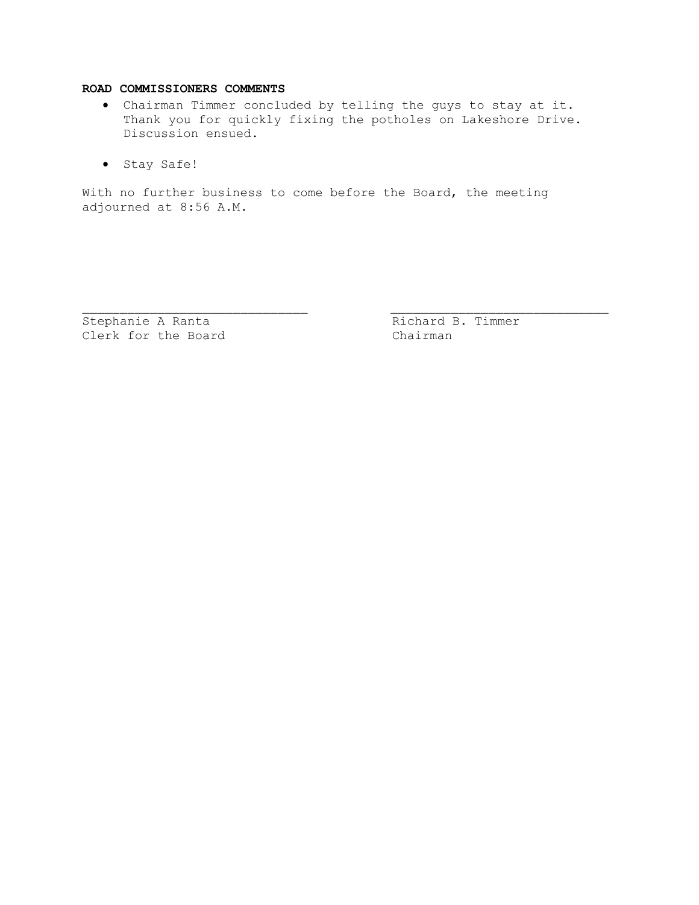**ROAD COMMISSIONERS COMMENTS**

- Chairman Timmer concluded by telling the guys to stay at it. Thank you for quickly fixing the potholes on Lakeshore Drive. Discussion ensued.
- Stay Safe!

With no further business to come before the Board, the meeting adjourned at 8:56 A.M.

______________________________
Stephanie A Ranta
Clerk for the Board

______________________________
Richard B. Timmer
Chairman